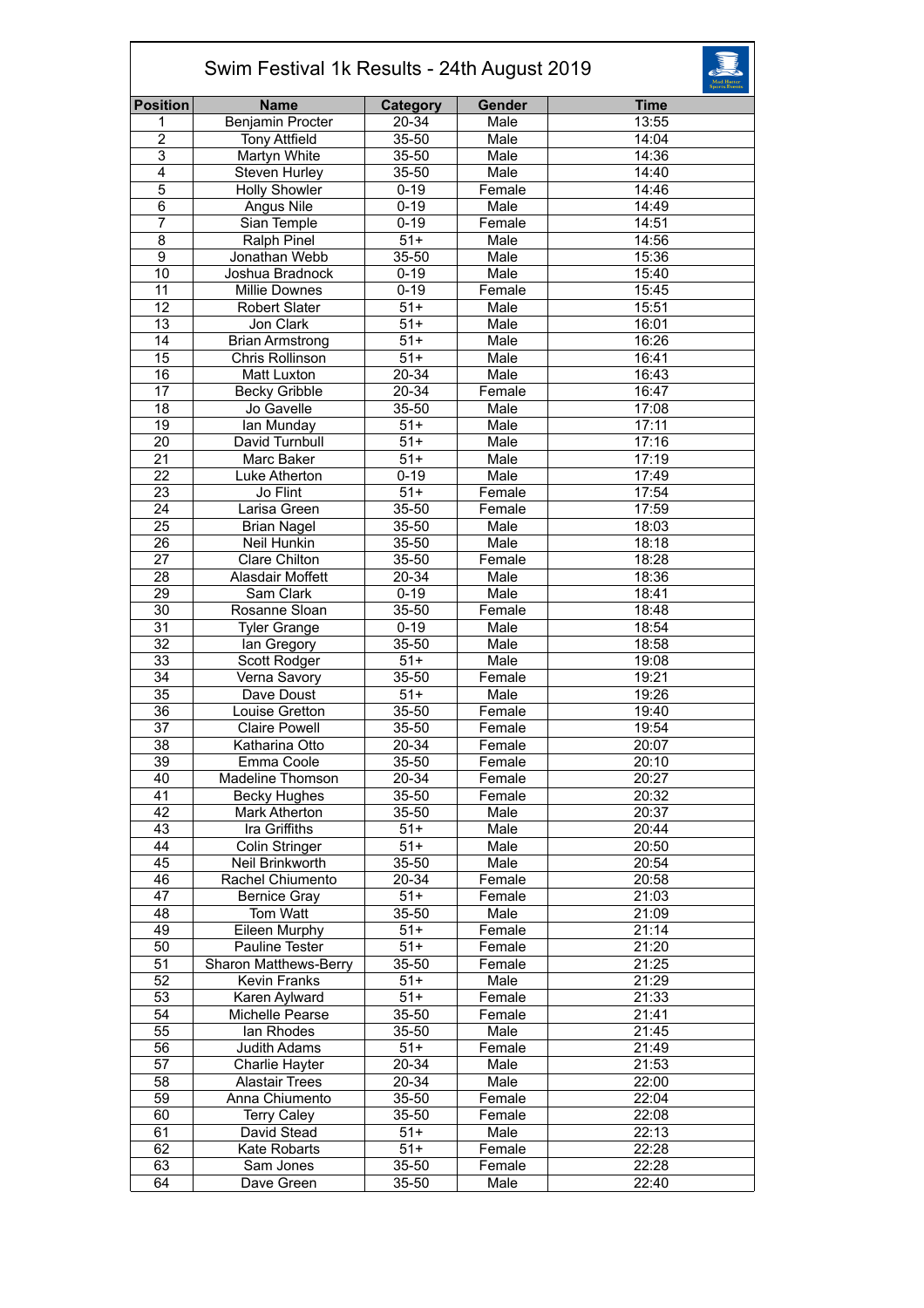# Swim Festival 1k Results - 24th August 2019

| Position | Name | Category | Gender | Time |
|---|---|---|---|---|
| 1 | Benjamin Procter | 20-34 | Male | 13:55 |
| 2 | Tony Attfield | 35-50 | Male | 14:04 |
| 3 | Martyn White | 35-50 | Male | 14:36 |
| 4 | Steven Hurley | 35-50 | Male | 14:40 |
| 5 | Holly Showler | 0-19 | Female | 14:46 |
| 6 | Angus Nile | 0-19 | Male | 14:49 |
| 7 | Sian Temple | 0-19 | Female | 14:51 |
| 8 | Ralph Pinel | 51+ | Male | 14:56 |
| 9 | Jonathan Webb | 35-50 | Male | 15:36 |
| 10 | Joshua Bradnock | 0-19 | Male | 15:40 |
| 11 | Millie Downes | 0-19 | Female | 15:45 |
| 12 | Robert Slater | 51+ | Male | 15:51 |
| 13 | Jon Clark | 51+ | Male | 16:01 |
| 14 | Brian Armstrong | 51+ | Male | 16:26 |
| 15 | Chris Rollinson | 51+ | Male | 16:41 |
| 16 | Matt Luxton | 20-34 | Male | 16:43 |
| 17 | Becky Gribble | 20-34 | Female | 16:47 |
| 18 | Jo Gavelle | 35-50 | Male | 17:08 |
| 19 | Ian Munday | 51+ | Male | 17:11 |
| 20 | David Turnbull | 51+ | Male | 17:16 |
| 21 | Marc Baker | 51+ | Male | 17:19 |
| 22 | Luke Atherton | 0-19 | Male | 17:49 |
| 23 | Jo Flint | 51+ | Female | 17:54 |
| 24 | Larisa Green | 35-50 | Female | 17:59 |
| 25 | Brian Nagel | 35-50 | Male | 18:03 |
| 26 | Neil Hunkin | 35-50 | Male | 18:18 |
| 27 | Clare Chilton | 35-50 | Female | 18:28 |
| 28 | Alasdair Moffett | 20-34 | Male | 18:36 |
| 29 | Sam Clark | 0-19 | Male | 18:41 |
| 30 | Rosanne Sloan | 35-50 | Female | 18:48 |
| 31 | Tyler Grange | 0-19 | Male | 18:54 |
| 32 | Ian Gregory | 35-50 | Male | 18:58 |
| 33 | Scott Rodger | 51+ | Male | 19:08 |
| 34 | Verna Savory | 35-50 | Female | 19:21 |
| 35 | Dave Doust | 51+ | Male | 19:26 |
| 36 | Louise Gretton | 35-50 | Female | 19:40 |
| 37 | Claire Powell | 35-50 | Female | 19:54 |
| 38 | Katharina Otto | 20-34 | Female | 20:07 |
| 39 | Emma Coole | 35-50 | Female | 20:10 |
| 40 | Madeline Thomson | 20-34 | Female | 20:27 |
| 41 | Becky Hughes | 35-50 | Female | 20:32 |
| 42 | Mark Atherton | 35-50 | Male | 20:37 |
| 43 | Ira Griffiths | 51+ | Male | 20:44 |
| 44 | Colin Stringer | 51+ | Male | 20:50 |
| 45 | Neil Brinkworth | 35-50 | Male | 20:54 |
| 46 | Rachel Chiumento | 20-34 | Female | 20:58 |
| 47 | Bernice Gray | 51+ | Female | 21:03 |
| 48 | Tom Watt | 35-50 | Male | 21:09 |
| 49 | Eileen Murphy | 51+ | Female | 21:14 |
| 50 | Pauline Tester | 51+ | Female | 21:20 |
| 51 | Sharon Matthews-Berry | 35-50 | Female | 21:25 |
| 52 | Kevin Franks | 51+ | Male | 21:29 |
| 53 | Karen Aylward | 51+ | Female | 21:33 |
| 54 | Michelle Pearse | 35-50 | Female | 21:41 |
| 55 | Ian Rhodes | 35-50 | Male | 21:45 |
| 56 | Judith Adams | 51+ | Female | 21:49 |
| 57 | Charlie Hayter | 20-34 | Male | 21:53 |
| 58 | Alastair Trees | 20-34 | Male | 22:00 |
| 59 | Anna Chiumento | 35-50 | Female | 22:04 |
| 60 | Terry Caley | 35-50 | Female | 22:08 |
| 61 | David Stead | 51+ | Male | 22:13 |
| 62 | Kate Robarts | 51+ | Female | 22:28 |
| 63 | Sam Jones | 35-50 | Female | 22:28 |
| 64 | Dave Green | 35-50 | Male | 22:40 |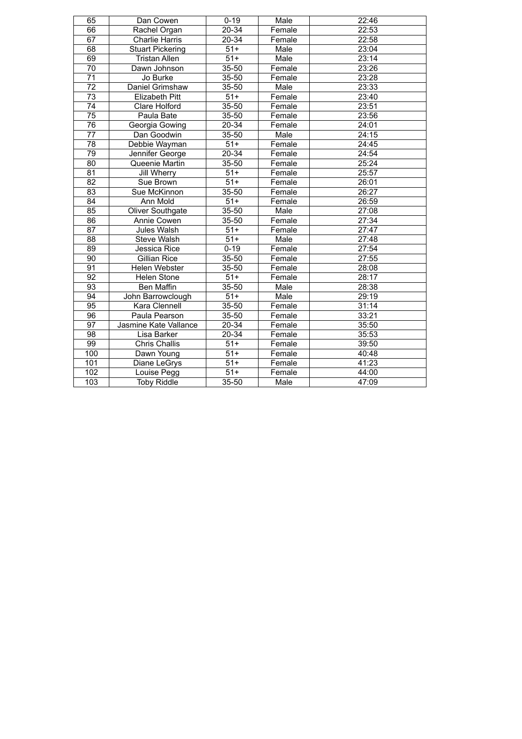| | | | | |
|---|---|---|---|---|
| 65 | Dan Cowen | 0-19 | Male | 22:46 |
| 66 | Rachel Organ | 20-34 | Female | 22:53 |
| 67 | Charlie Harris | 20-34 | Female | 22:58 |
| 68 | Stuart Pickering | 51+ | Male | 23:04 |
| 69 | Tristan Allen | 51+ | Male | 23:14 |
| 70 | Dawn Johnson | 35-50 | Female | 23:26 |
| 71 | Jo Burke | 35-50 | Female | 23:28 |
| 72 | Daniel Grimshaw | 35-50 | Male | 23:33 |
| 73 | Elizabeth Pitt | 51+ | Female | 23:40 |
| 74 | Clare Holford | 35-50 | Female | 23:51 |
| 75 | Paula Bate | 35-50 | Female | 23:56 |
| 76 | Georgia Gowing | 20-34 | Female | 24:01 |
| 77 | Dan Goodwin | 35-50 | Male | 24:15 |
| 78 | Debbie Wayman | 51+ | Female | 24:45 |
| 79 | Jennifer George | 20-34 | Female | 24:54 |
| 80 | Queenie Martin | 35-50 | Female | 25:24 |
| 81 | Jill Wherry | 51+ | Female | 25:57 |
| 82 | Sue Brown | 51+ | Female | 26:01 |
| 83 | Sue McKinnon | 35-50 | Female | 26:27 |
| 84 | Ann Mold | 51+ | Female | 26:59 |
| 85 | Oliver Southgate | 35-50 | Male | 27:08 |
| 86 | Annie Cowen | 35-50 | Female | 27:34 |
| 87 | Jules Walsh | 51+ | Female | 27:47 |
| 88 | Steve Walsh | 51+ | Male | 27:48 |
| 89 | Jessica Rice | 0-19 | Female | 27:54 |
| 90 | Gillian Rice | 35-50 | Female | 27:55 |
| 91 | Helen Webster | 35-50 | Female | 28:08 |
| 92 | Helen Stone | 51+ | Female | 28:17 |
| 93 | Ben Maffin | 35-50 | Male | 28:38 |
| 94 | John Barrowclough | 51+ | Male | 29:19 |
| 95 | Kara Clennell | 35-50 | Female | 31:14 |
| 96 | Paula Pearson | 35-50 | Female | 33:21 |
| 97 | Jasmine Kate Vallance | 20-34 | Female | 35:50 |
| 98 | Lisa Barker | 20-34 | Female | 35:53 |
| 99 | Chris Challis | 51+ | Female | 39:50 |
| 100 | Dawn Young | 51+ | Female | 40:48 |
| 101 | Diane LeGrys | 51+ | Female | 41:23 |
| 102 | Louise Pegg | 51+ | Female | 44:00 |
| 103 | Toby Riddle | 35-50 | Male | 47:09 |